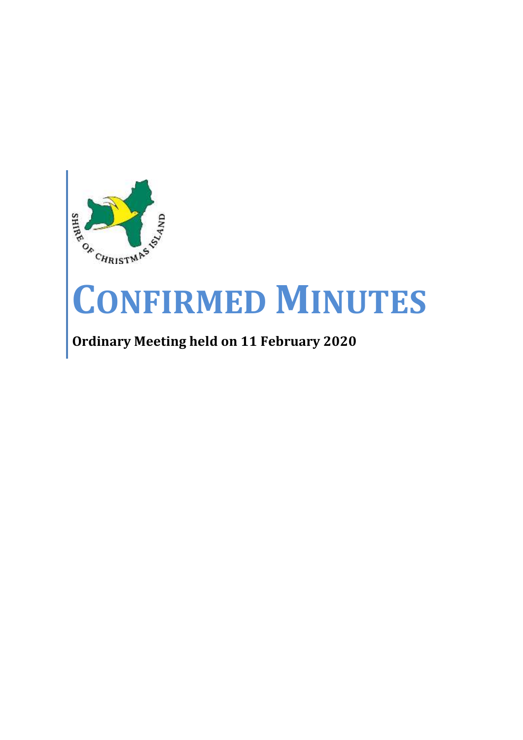# CONFIRMED MINUTES

**Ordinary Meeting held on 11 February 2020**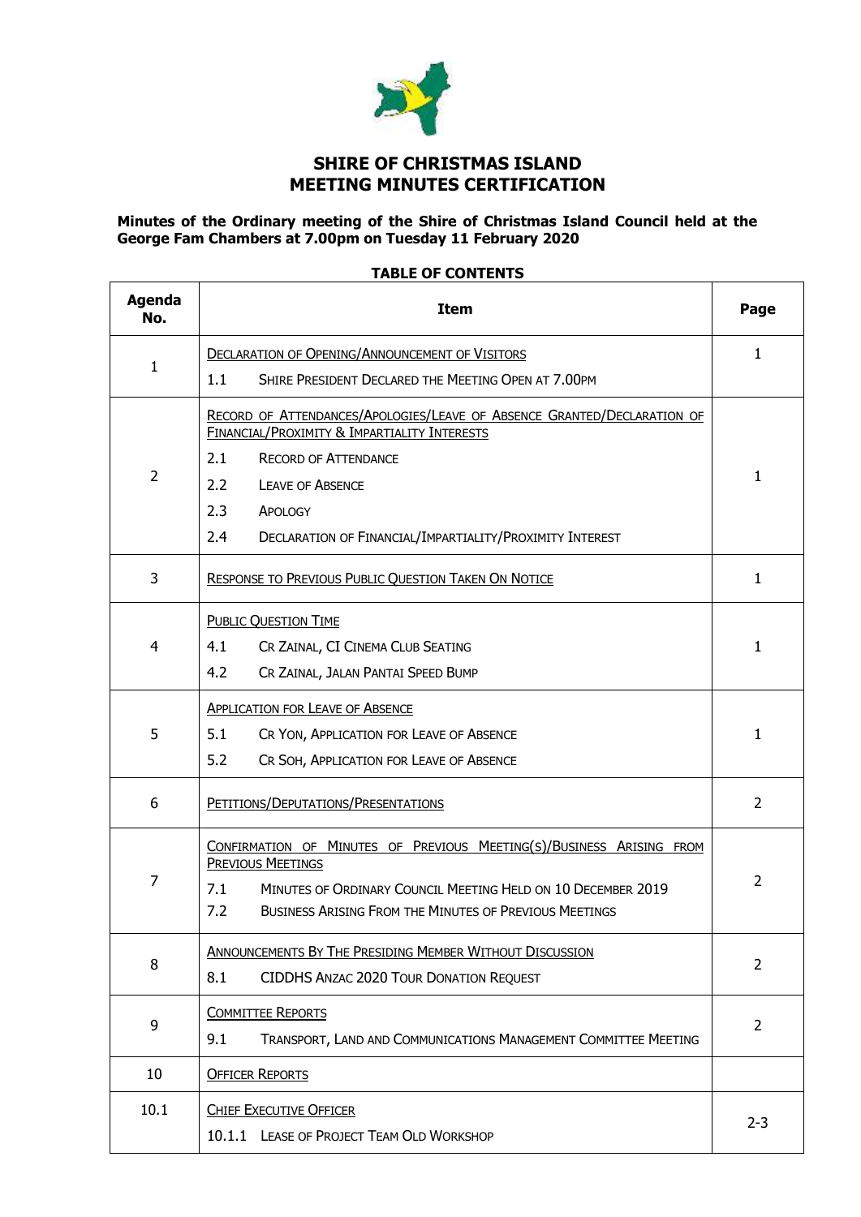# SHIRE OF CHRISTMAS ISLAND
# MEETING MINUTES CERTIFICATION

**Minutes of the Ordinary meeting of the Shire of Christmas Island Council held at the George Fam Chambers at 7.00pm on Tuesday 11 February 2020**

**TABLE OF CONTENTS**

| Agenda No. | Item | Page |
|---|---|---|
| 1 | DECLARATION OF OPENING/ANNOUNCEMENT OF VISITORS<br>1.1 SHIRE PRESIDENT DECLARED THE MEETING OPEN AT 7.00PM | 1 |
| 2 | RECORD OF ATTENDANCES/APOLOGIES/LEAVE OF ABSENCE GRANTED/DECLARATION OF FINANCIAL/PROXIMITY & IMPARTIALITY INTERESTS<br>2.1 RECORD OF ATTENDANCE<br>2.2 LEAVE OF ABSENCE<br>2.3 APOLOGY<br>2.4 DECLARATION OF FINANCIAL/IMPARTIALITY/PROXIMITY INTEREST | 1 |
| 3 | RESPONSE TO PREVIOUS PUBLIC QUESTION TAKEN ON NOTICE | 1 |
| 4 | PUBLIC QUESTION TIME<br>4.1 CR ZAINAL, CI CINEMA CLUB SEATING<br>4.2 CR ZAINAL, JALAN PANTAI SPEED BUMP | 1 |
| 5 | APPLICATION FOR LEAVE OF ABSENCE<br>5.1 CR YON, APPLICATION FOR LEAVE OF ABSENCE<br>5.2 CR SOH, APPLICATION FOR LEAVE OF ABSENCE | 1 |
| 6 | PETITIONS/DEPUTATIONS/PRESENTATIONS | 2 |
| 7 | CONFIRMATION OF MINUTES OF PREVIOUS MEETING(S)/BUSINESS ARISING FROM PREVIOUS MEETINGS<br>7.1 MINUTES OF ORDINARY COUNCIL MEETING HELD ON 10 DECEMBER 2019<br>7.2 BUSINESS ARISING FROM THE MINUTES OF PREVIOUS MEETINGS | 2 |
| 8 | ANNOUNCEMENTS BY THE PRESIDING MEMBER WITHOUT DISCUSSION<br>8.1 CIDDHS ANZAC 2020 TOUR DONATION REQUEST | 2 |
| 9 | COMMITTEE REPORTS<br>9.1 TRANSPORT, LAND AND COMMUNICATIONS MANAGEMENT COMMITTEE MEETING | 2 |
| 10 | OFFICER REPORTS | |
| 10.1 | CHIEF EXECUTIVE OFFICER<br>10.1.1 LEASE OF PROJECT TEAM OLD WORKSHOP | 2-3 |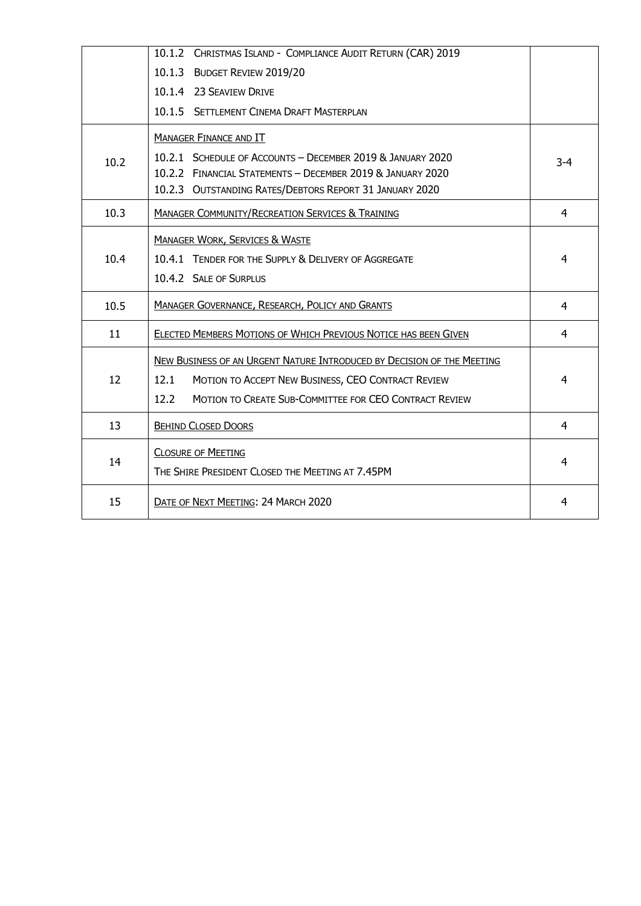| | | |
|---|---|---|
| | 10.1.2 CHRISTMAS ISLAND - COMPLIANCE AUDIT RETURN (CAR) 2019<br>10.1.3 BUDGET REVIEW 2019/20<br>10.1.4 23 SEAVIEW DRIVE<br>10.1.5 SETTLEMENT CINEMA DRAFT MASTERPLAN | |
| 10.2 | MANAGER FINANCE AND IT<br>10.2.1 SCHEDULE OF ACCOUNTS – DECEMBER 2019 & JANUARY 2020<br>10.2.2 FINANCIAL STATEMENTS – DECEMBER 2019 & JANUARY 2020<br>10.2.3 OUTSTANDING RATES/DEBTORS REPORT 31 JANUARY 2020 | 3-4 |
| 10.3 | MANAGER COMMUNITY/RECREATION SERVICES & TRAINING | 4 |
| 10.4 | MANAGER WORK, SERVICES & WASTE<br>10.4.1 TENDER FOR THE SUPPLY & DELIVERY OF AGGREGATE<br>10.4.2 SALE OF SURPLUS | 4 |
| 10.5 | MANAGER GOVERNANCE, RESEARCH, POLICY AND GRANTS | 4 |
| 11 | ELECTED MEMBERS MOTIONS OF WHICH PREVIOUS NOTICE HAS BEEN GIVEN | 4 |
| 12 | NEW BUSINESS OF AN URGENT NATURE INTRODUCED BY DECISION OF THE MEETING<br>12.1 MOTION TO ACCEPT NEW BUSINESS, CEO CONTRACT REVIEW<br>12.2 MOTION TO CREATE SUB-COMMITTEE FOR CEO CONTRACT REVIEW | 4 |
| 13 | BEHIND CLOSED DOORS | 4 |
| 14 | CLOSURE OF MEETING<br>THE SHIRE PRESIDENT CLOSED THE MEETING AT 7.45PM | 4 |
| 15 | DATE OF NEXT MEETING: 24 MARCH 2020 | 4 |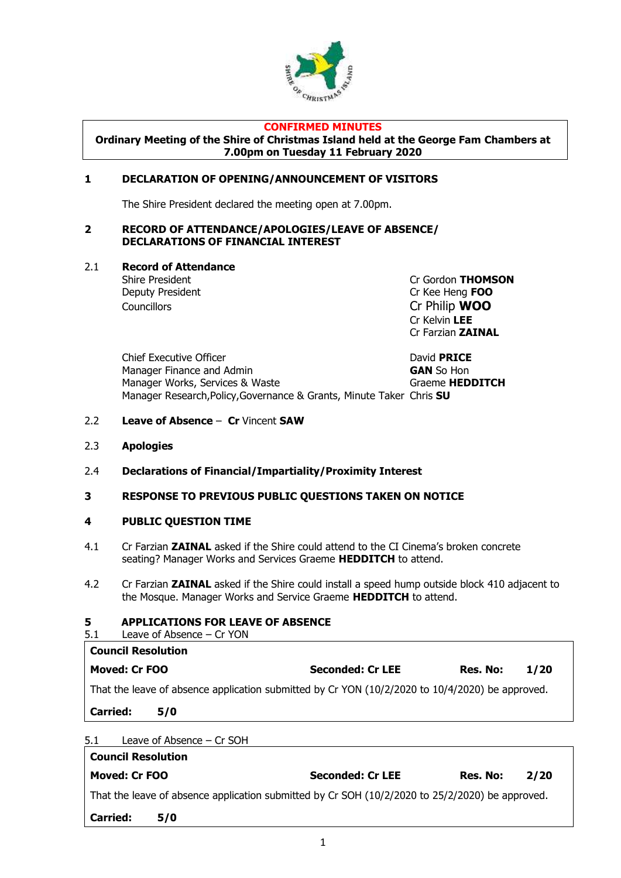**CONFIRMED MINUTES**

**Ordinary Meeting of the Shire of Christmas Island held at the George Fam Chambers at 7.00pm on Tuesday 11 February 2020**

## 1 DECLARATION OF OPENING/ANNOUNCEMENT OF VISITORS

The Shire President declared the meeting open at 7.00pm.

## 2 RECORD OF ATTENDANCE/APOLOGIES/LEAVE OF ABSENCE/ DECLARATIONS OF FINANCIAL INTEREST

### 2.1 Record of Attendance

| | |
|---|---|
| Shire President | Cr Gordon **THOMSON** |
| Deputy President | Cr Kee Heng **FOO** |
| Councillors | Cr Philip **WOO** |
| | Cr Kelvin **LEE** |
| | Cr Farzian **ZAINAL** |
| | |
| Chief Executive Officer | David **PRICE** |
| Manager Finance and Admin | **GAN** So Hon |
| Manager Works, Services & Waste | Graeme **HEDDITCH** |
| Manager Research,Policy,Governance & Grants, Minute Taker | Chris **SU** |

### 2.2 Leave of Absence – Cr Vincent SAW

### 2.3 Apologies

### 2.4 Declarations of Financial/Impartiality/Proximity Interest

## 3 RESPONSE TO PREVIOUS PUBLIC QUESTIONS TAKEN ON NOTICE

## 4 PUBLIC QUESTION TIME

4.1 Cr Farzian **ZAINAL** asked if the Shire could attend to the CI Cinema's broken concrete seating? Manager Works and Services Graeme **HEDDITCH** to attend.

4.2 Cr Farzian **ZAINAL** asked if the Shire could install a speed hump outside block 410 adjacent to the Mosque. Manager Works and Service Graeme **HEDDITCH** to attend.

## 5 APPLICATIONS FOR LEAVE OF ABSENCE

5.1 Leave of Absence – Cr YON

| **Council Resolution** | | |
|---|---|---|
| **Moved: Cr FOO** | **Seconded: Cr LEE** | **Res. No: 1/20** |
| That the leave of absence application submitted by Cr YON (10/2/2020 to 10/4/2020) be approved. | | |
| **Carried: 5/0** | | |

5.1 Leave of Absence – Cr SOH

| **Council Resolution** | | |
|---|---|---|
| **Moved: Cr FOO** | **Seconded: Cr LEE** | **Res. No: 2/20** |
| That the leave of absence application submitted by Cr SOH (10/2/2020 to 25/2/2020) be approved. | | |
| **Carried: 5/0** | | |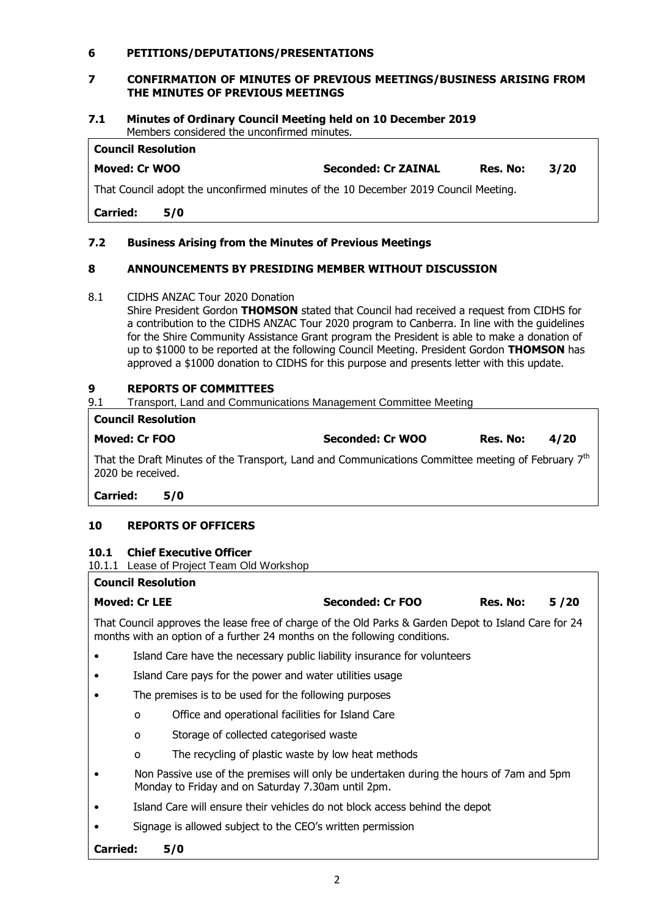## 6 PETITIONS/DEPUTATIONS/PRESENTATIONS

## 7 CONFIRMATION OF MINUTES OF PREVIOUS MEETINGS/BUSINESS ARISING FROM THE MINUTES OF PREVIOUS MEETINGS

### 7.1 Minutes of Ordinary Council Meeting held on 10 December 2019

Members considered the unconfirmed minutes.

**Council Resolution**

**Moved: Cr WOO** **Seconded: Cr ZAINAL** **Res. No: 3/20**

That Council adopt the unconfirmed minutes of the 10 December 2019 Council Meeting.

**Carried: 5/0**

### 7.2 Business Arising from the Minutes of Previous Meetings

## 8 ANNOUNCEMENTS BY PRESIDING MEMBER WITHOUT DISCUSSION

8.1 CIDHS ANZAC Tour 2020 Donation

Shire President Gordon **THOMSON** stated that Council had received a request from CIDHS for a contribution to the CIDHS ANZAC Tour 2020 program to Canberra. In line with the guidelines for the Shire Community Assistance Grant program the President is able to make a donation of up to $1000 to be reported at the following Council Meeting. President Gordon **THOMSON** has approved a $1000 donation to CIDHS for this purpose and presents letter with this update.

## 9 REPORTS OF COMMITTEES

9.1 Transport, Land and Communications Management Committee Meeting

**Council Resolution**

**Moved: Cr FOO** **Seconded: Cr WOO** **Res. No: 4/20**

That the Draft Minutes of the Transport, Land and Communications Committee meeting of February 7th 2020 be received.

**Carried: 5/0**

## 10 REPORTS OF OFFICERS

### 10.1 Chief Executive Officer

10.1.1 Lease of Project Team Old Workshop

**Council Resolution**

**Moved: Cr LEE** **Seconded: Cr FOO** **Res. No: 5 /20**

That Council approves the lease free of charge of the Old Parks & Garden Depot to Island Care for 24 months with an option of a further 24 months on the following conditions.

- Island Care have the necessary public liability insurance for volunteers
- Island Care pays for the power and water utilities usage
- The premises is to be used for the following purposes
  - o Office and operational facilities for Island Care
  - o Storage of collected categorised waste
  - o The recycling of plastic waste by low heat methods
- Non Passive use of the premises will only be undertaken during the hours of 7am and 5pm Monday to Friday and on Saturday 7.30am until 2pm.
- Island Care will ensure their vehicles do not block access behind the depot
- Signage is allowed subject to the CEO's written permission

**Carried: 5/0**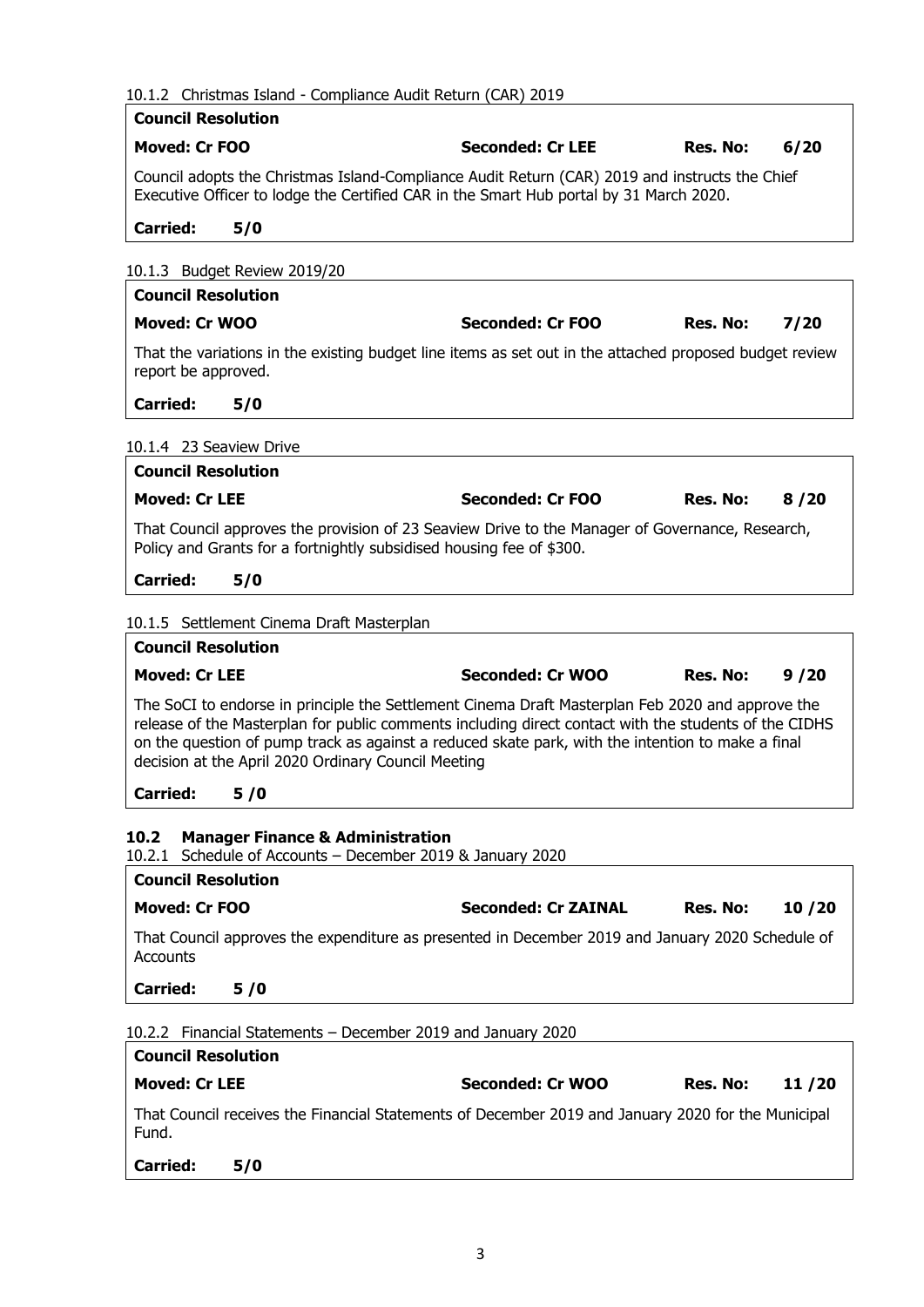10.1.2 Christmas Island - Compliance Audit Return (CAR) 2019

**Council Resolution**

**Moved: Cr FOO** **Seconded: Cr LEE** **Res. No: 6/20**

Council adopts the Christmas Island-Compliance Audit Return (CAR) 2019 and instructs the Chief Executive Officer to lodge the Certified CAR in the Smart Hub portal by 31 March 2020.

**Carried: 5/0**

10.1.3 Budget Review 2019/20

**Council Resolution**

**Moved: Cr WOO** **Seconded: Cr FOO** **Res. No: 7/20**

That the variations in the existing budget line items as set out in the attached proposed budget review report be approved.

**Carried: 5/0**

10.1.4 23 Seaview Drive

**Council Resolution**

**Moved: Cr LEE** **Seconded: Cr FOO** **Res. No: 8 /20**

That Council approves the provision of 23 Seaview Drive to the Manager of Governance, Research, Policy and Grants for a fortnightly subsidised housing fee of $300.

**Carried: 5/0**

10.1.5 Settlement Cinema Draft Masterplan

**Council Resolution**

**Moved: Cr LEE** **Seconded: Cr WOO** **Res. No: 9 /20**

The SoCI to endorse in principle the Settlement Cinema Draft Masterplan Feb 2020 and approve the release of the Masterplan for public comments including direct contact with the students of the CIDHS on the question of pump track as against a reduced skate park, with the intention to make a final decision at the April 2020 Ordinary Council Meeting

**Carried: 5 /0**

## 10.2 Manager Finance & Administration

10.2.1 Schedule of Accounts – December 2019 & January 2020

**Council Resolution**

**Moved: Cr FOO** **Seconded: Cr ZAINAL** **Res. No: 10 /20**

That Council approves the expenditure as presented in December 2019 and January 2020 Schedule of Accounts

**Carried: 5 /0**

10.2.2 Financial Statements – December 2019 and January 2020

**Council Resolution**

**Moved: Cr LEE** **Seconded: Cr WOO** **Res. No: 11 /20**

That Council receives the Financial Statements of December 2019 and January 2020 for the Municipal Fund.

**Carried: 5/0**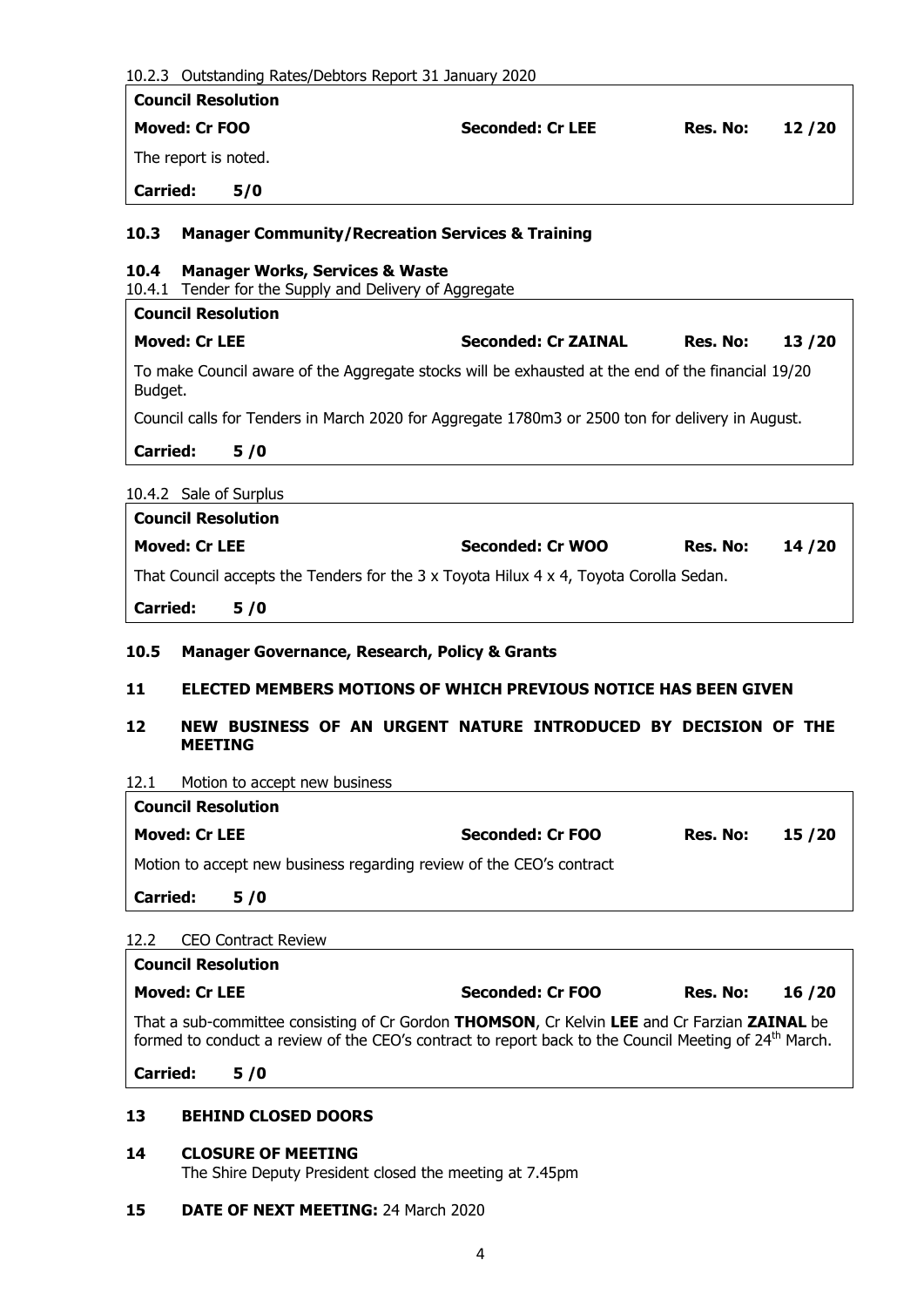10.2.3 Outstanding Rates/Debtors Report 31 January 2020

| | | | |
|---|---|---|---|
| **Council Resolution** | | | |
| **Moved: Cr FOO** | **Seconded: Cr LEE** | **Res. No:** | **12 /20** |
| The report is noted. | | | |
| **Carried: 5/0** | | | |

## 10.3 Manager Community/Recreation Services & Training

## 10.4 Manager Works, Services & Waste

10.4.1 Tender for the Supply and Delivery of Aggregate

| | | | |
|---|---|---|---|
| **Council Resolution** | | | |
| **Moved: Cr LEE** | **Seconded: Cr ZAINAL** | **Res. No:** | **13 /20** |
| To make Council aware of the Aggregate stocks will be exhausted at the end of the financial 19/20 Budget. | | | |
| Council calls for Tenders in March 2020 for Aggregate 1780m3 or 2500 ton for delivery in August. | | | |
| **Carried: 5 /0** | | | |

10.4.2 Sale of Surplus

| | | | |
|---|---|---|---|
| **Council Resolution** | | | |
| **Moved: Cr LEE** | **Seconded: Cr WOO** | **Res. No:** | **14 /20** |
| That Council accepts the Tenders for the 3 x Toyota Hilux 4 x 4, Toyota Corolla Sedan. | | | |
| **Carried: 5 /0** | | | |

## 10.5 Manager Governance, Research, Policy & Grants

## 11 ELECTED MEMBERS MOTIONS OF WHICH PREVIOUS NOTICE HAS BEEN GIVEN

## 12 NEW BUSINESS OF AN URGENT NATURE INTRODUCED BY DECISION OF THE MEETING

12.1 Motion to accept new business

| | | | |
|---|---|---|---|
| **Council Resolution** | | | |
| **Moved: Cr LEE** | **Seconded: Cr FOO** | **Res. No:** | **15 /20** |
| Motion to accept new business regarding review of the CEO's contract | | | |
| **Carried: 5 /0** | | | |

12.2 CEO Contract Review

| | | | |
|---|---|---|---|
| **Council Resolution** | | | |
| **Moved: Cr LEE** | **Seconded: Cr FOO** | **Res. No:** | **16 /20** |
| That a sub-committee consisting of Cr Gordon **THOMSON**, Cr Kelvin **LEE** and Cr Farzian **ZAINAL** be formed to conduct a review of the CEO's contract to report back to the Council Meeting of 24th March. | | | |
| **Carried: 5 /0** | | | |

## 13 BEHIND CLOSED DOORS

## 14 CLOSURE OF MEETING

The Shire Deputy President closed the meeting at 7.45pm

## 15 DATE OF NEXT MEETING: 24 March 2020